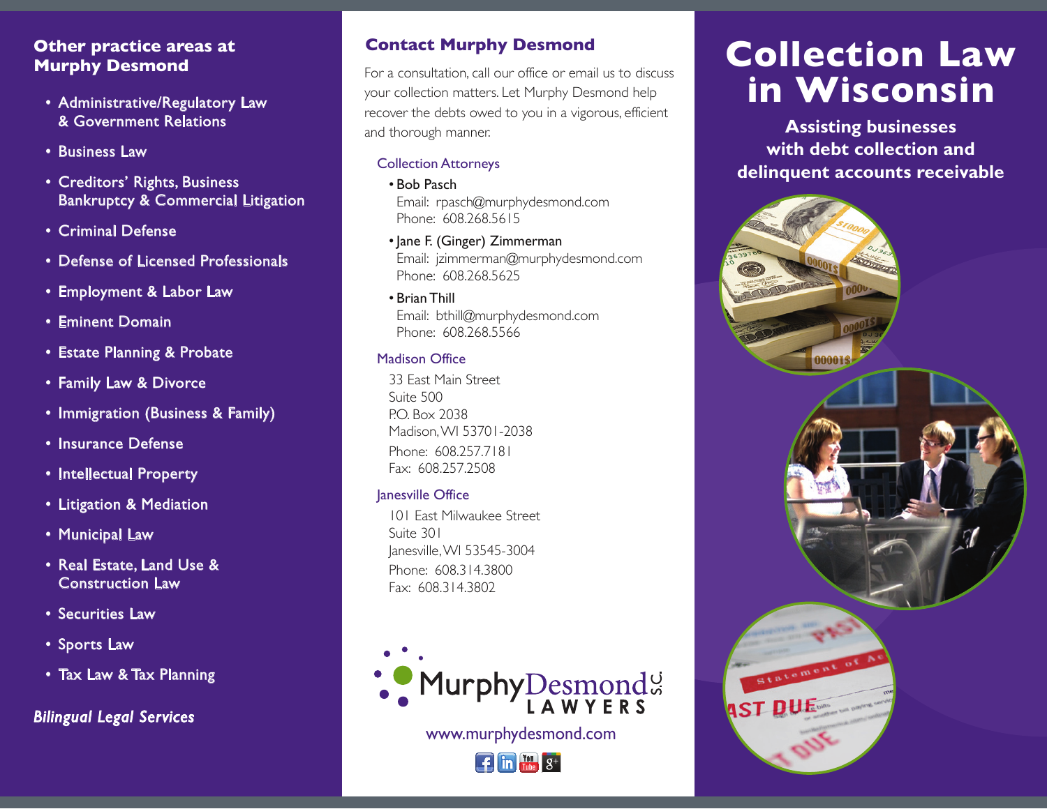## Other practice areas at Murphy Desmond

- Administrative/Regulatory Law & Government Relations
- Business Law
- Creditors' Rights, Business Bankruptcy & Commercial Litigation
- Criminal Defense
- Defense of Licensed Professionals
- Employment & Labor Law
- Eminent Domain
- Estate Planning & Probate
- Family Law & Divorce
- Immigration (Business & Family)
- Insurance Defense
- Intellectual Property
- Litigation & Mediation
- Municipal Law
- Real Estate, Land Use & Construction Law
- Securities Law
- Sports Law
- Tax Law & Tax Planning

***Bilingual Legal Services***

## Contact Murphy Desmond

For a consultation, call our office or email us to discuss your collection matters. Let Murphy Desmond help recover the debts owed to you in a vigorous, efficient and thorough manner.

### Collection Attorneys

- Bob Pasch
  Email: rpasch@murphydesmond.com
  Phone: 608.268.5615
- Jane F. (Ginger) Zimmerman
  Email: jzimmerman@murphydesmond.com
  Phone: 608.268.5625
- Brian Thill
  Email: bthill@murphydesmond.com
  Phone: 608.268.5566

### Madison Office

33 East Main Street
Suite 500
P.O. Box 2038
Madison, WI 53701-2038
Phone: 608.257.7181
Fax: 608.257.2508

### Janesville Office

101 East Milwaukee Street
Suite 301
Janesville, WI 53545-3004
Phone: 608.314.3800
Fax: 608.314.3802

MurphyDesmond S.C. LAWYERS

www.murphydesmond.com

# Collection Law in Wisconsin

**Assisting businesses with debt collection and delinquent accounts receivable**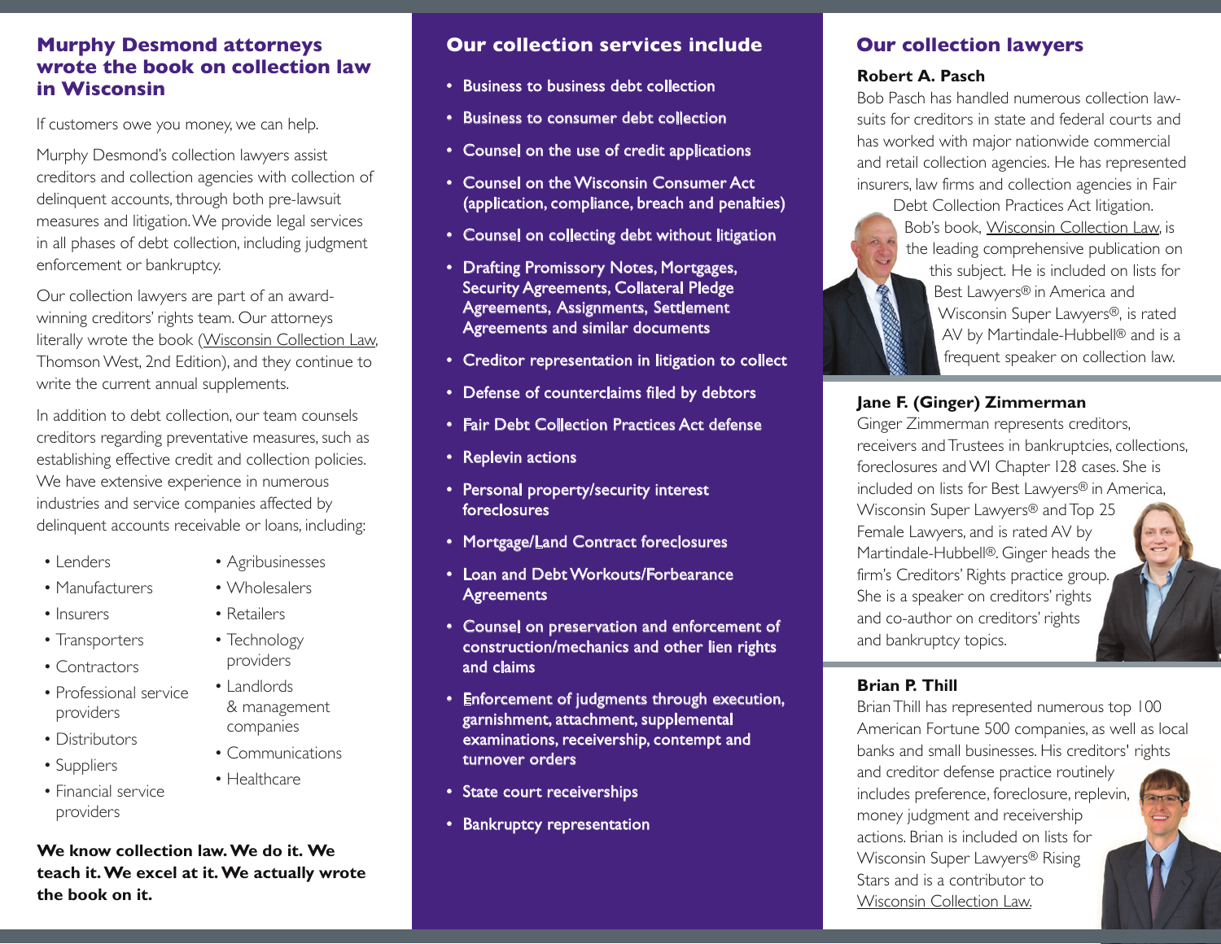## Murphy Desmond attorneys wrote the book on collection law in Wisconsin

If customers owe you money, we can help.

Murphy Desmond's collection lawyers assist creditors and collection agencies with collection of delinquent accounts, through both pre-lawsuit measures and litigation. We provide legal services in all phases of debt collection, including judgment enforcement or bankruptcy.

Our collection lawyers are part of an award-winning creditors' rights team. Our attorneys literally wrote the book (Wisconsin Collection Law, Thomson West, 2nd Edition), and they continue to write the current annual supplements.

In addition to debt collection, our team counsels creditors regarding preventative measures, such as establishing effective credit and collection policies. We have extensive experience in numerous industries and service companies affected by delinquent accounts receivable or loans, including:

- Lenders
- Manufacturers
- Insurers
- Transporters
- Contractors
- Professional service providers
- Distributors
- Suppliers
- Financial service providers
- Agribusinesses
- Wholesalers
- Retailers
- Technology providers
- Landlords & management companies
- Communications
- Healthcare

**We know collection law. We do it. We teach it. We excel at it. We actually wrote the book on it.**

## Our collection services include

- Business to business debt collection
- Business to consumer debt collection
- Counsel on the use of credit applications
- Counsel on the Wisconsin Consumer Act (application, compliance, breach and penalties)
- Counsel on collecting debt without litigation
- Drafting Promissory Notes, Mortgages, Security Agreements, Collateral Pledge Agreements, Assignments, Settlement Agreements and similar documents
- Creditor representation in litigation to collect
- Defense of counterclaims filed by debtors
- Fair Debt Collection Practices Act defense
- Replevin actions
- Personal property/security interest foreclosures
- Mortgage/Land Contract foreclosures
- Loan and Debt Workouts/Forbearance Agreements
- Counsel on preservation and enforcement of construction/mechanics and other lien rights and claims
- Enforcement of judgments through execution, garnishment, attachment, supplemental examinations, receivership, contempt and turnover orders
- State court receiverships
- Bankruptcy representation

## Our collection lawyers

### Robert A. Pasch

Bob Pasch has handled numerous collection lawsuits for creditors in state and federal courts and has worked with major nationwide commercial and retail collection agencies. He has represented insurers, law firms and collection agencies in Fair Debt Collection Practices Act litigation. Bob's book, Wisconsin Collection Law, is the leading comprehensive publication on this subject. He is included on lists for Best Lawyers® in America and Wisconsin Super Lawyers®, is rated AV by Martindale-Hubbell® and is a frequent speaker on collection law.

### Jane F. (Ginger) Zimmerman

Ginger Zimmerman represents creditors, receivers and Trustees in bankruptcies, collections, foreclosures and WI Chapter 128 cases. She is included on lists for Best Lawyers® in America, Wisconsin Super Lawyers® and Top 25 Female Lawyers, and is rated AV by Martindale-Hubbell®. Ginger heads the firm's Creditors' Rights practice group. She is a speaker on creditors' rights and co-author on creditors' rights and bankruptcy topics.

### Brian P. Thill

Brian Thill has represented numerous top 100 American Fortune 500 companies, as well as local banks and small businesses. His creditors' rights and creditor defense practice routinely includes preference, foreclosure, replevin, money judgment and receivership actions. Brian is included on lists for Wisconsin Super Lawyers® Rising Stars and is a contributor to Wisconsin Collection Law.